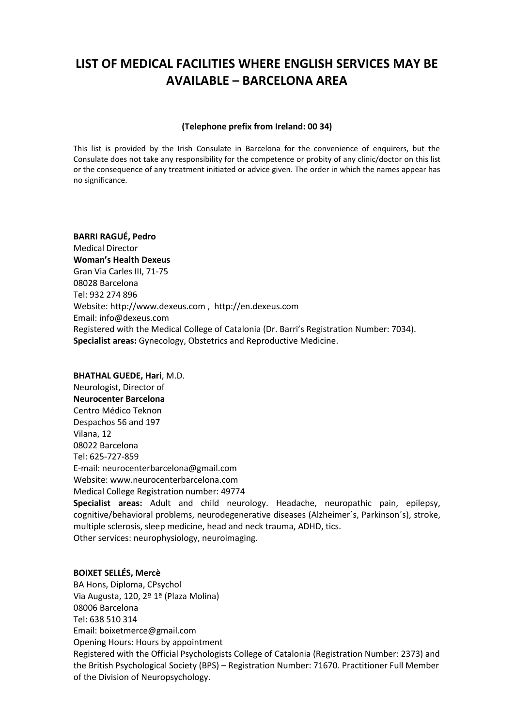# LIST OF MEDICAL FACILITIES WHERE ENGLISH SERVICES MAY BE AVAILABLE – BARCELONA AREA

**(Telephone prefix from Ireland: 00 34)**

This list is provided by the Irish Consulate in Barcelona for the convenience of enquirers, but the Consulate does not take any responsibility for the competence or probity of any clinic/doctor on this list or the consequence of any treatment initiated or advice given. The order in which the names appear has no significance.

**BARRI RAGUÉ, Pedro**
Medical Director
**Woman's Health Dexeus**
Gran Via Carles III, 71-75
08028 Barcelona
Tel: 932 274 896
Website: http://www.dexeus.com , http://en.dexeus.com
Email: info@dexeus.com
Registered with the Medical College of Catalonia (Dr. Barri's Registration Number: 7034).
**Specialist areas:** Gynecology, Obstetrics and Reproductive Medicine.

**BHATHAL GUEDE, Hari**, M.D.
Neurologist, Director of
**Neurocenter Barcelona**
Centro Médico Teknon
Despachos 56 and 197
Vilana, 12
08022 Barcelona
Tel: 625-727-859
E-mail: neurocenterbarcelona@gmail.com
Website: www.neurocenterbarcelona.com
Medical College Registration number: 49774
**Specialist areas:** Adult and child neurology. Headache, neuropathic pain, epilepsy, cognitive/behavioral problems, neurodegenerative diseases (Alzheimer´s, Parkinson´s), stroke, multiple sclerosis, sleep medicine, head and neck trauma, ADHD, tics.
Other services: neurophysiology, neuroimaging.

**BOIXET SELLÉS, Mercè**
BA Hons, Diploma, CPsychol
Via Augusta, 120, 2º 1ª (Plaza Molina)
08006 Barcelona
Tel: 638 510 314
Email: boixetmerce@gmail.com
Opening Hours: Hours by appointment
Registered with the Official Psychologists College of Catalonia (Registration Number: 2373) and the British Psychological Society (BPS) – Registration Number: 71670. Practitioner Full Member of the Division of Neuropsychology.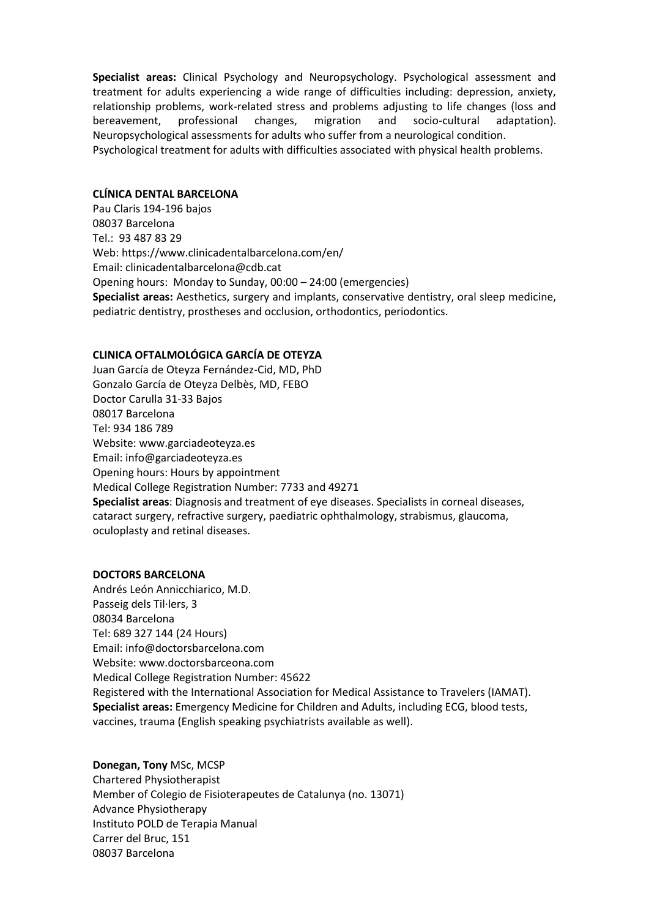**Specialist areas:** Clinical Psychology and Neuropsychology. Psychological assessment and treatment for adults experiencing a wide range of difficulties including: depression, anxiety, relationship problems, work-related stress and problems adjusting to life changes (loss and bereavement, professional changes, migration and socio-cultural adaptation). Neuropsychological assessments for adults who suffer from a neurological condition.
Psychological treatment for adults with difficulties associated with physical health problems.

**CLÍNICA DENTAL BARCELONA**
Pau Claris 194-196 bajos
08037 Barcelona
Tel.: 93 487 83 29
Web: https://www.clinicadentalbarcelona.com/en/
Email: clinicadentalbarcelona@cdb.cat
Opening hours: Monday to Sunday, 00:00 – 24:00 (emergencies)
**Specialist areas:** Aesthetics, surgery and implants, conservative dentistry, oral sleep medicine, pediatric dentistry, prostheses and occlusion, orthodontics, periodontics.

**CLINICA OFTALMOLÓGICA GARCÍA DE OTEYZA**
Juan García de Oteyza Fernández-Cid, MD, PhD
Gonzalo García de Oteyza Delbès, MD, FEBO
Doctor Carulla 31-33 Bajos
08017 Barcelona
Tel: 934 186 789
Website: www.garciadeoteyza.es
Email: info@garciadeoteyza.es
Opening hours: Hours by appointment
Medical College Registration Number: 7733 and 49271
**Specialist areas**: Diagnosis and treatment of eye diseases. Specialists in corneal diseases, cataract surgery, refractive surgery, paediatric ophthalmology, strabismus, glaucoma, oculoplasty and retinal diseases.

**DOCTORS BARCELONA**
Andrés León Annicchiarico, M.D.
Passeig dels Til·lers, 3
08034 Barcelona
Tel: 689 327 144 (24 Hours)
Email: info@doctorsbarcelona.com
Website: www.doctorsbarceona.com
Medical College Registration Number: 45622
Registered with the International Association for Medical Assistance to Travelers (IAMAT).
**Specialist areas:** Emergency Medicine for Children and Adults, including ECG, blood tests, vaccines, trauma (English speaking psychiatrists available as well).

**Donegan, Tony** MSc, MCSP
Chartered Physiotherapist
Member of Colegio de Fisioterapeutes de Catalunya (no. 13071)
Advance Physiotherapy
Instituto POLD de Terapia Manual
Carrer del Bruc, 151
08037 Barcelona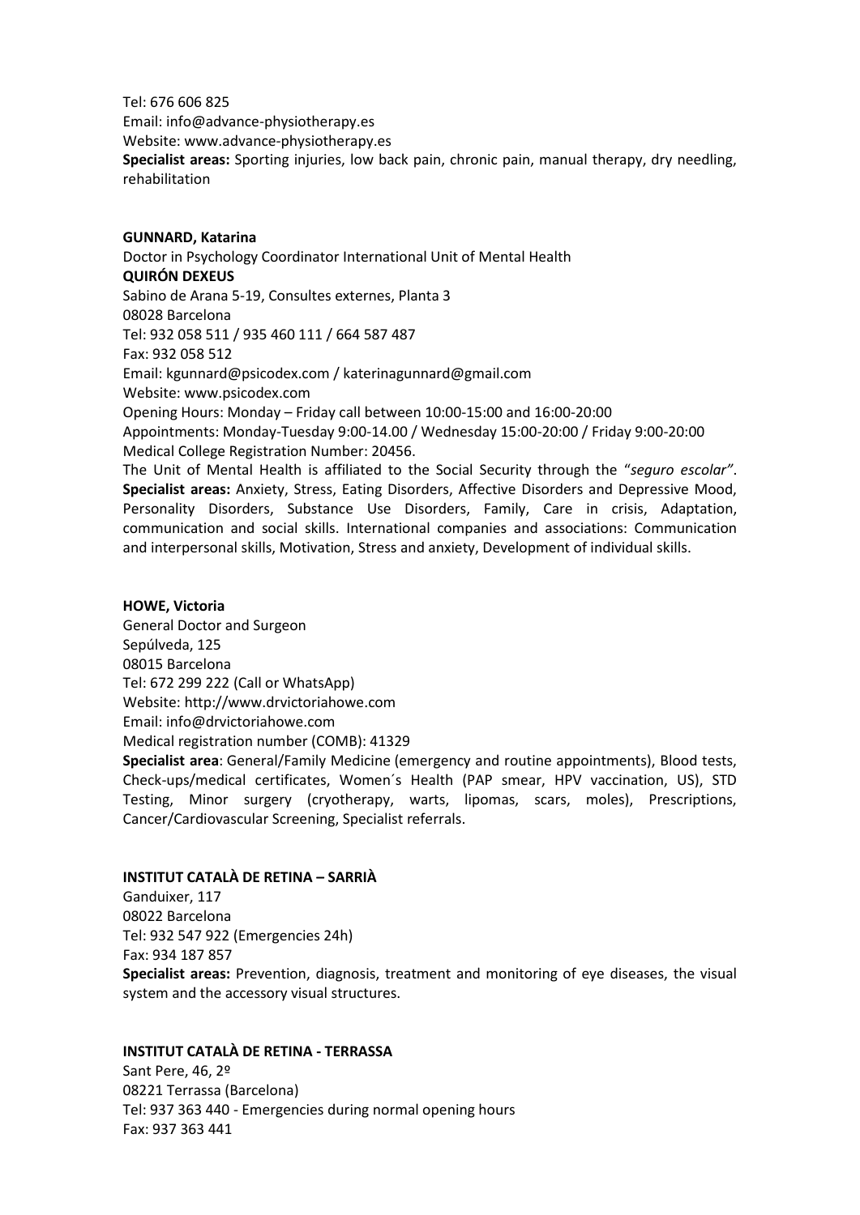Tel: 676 606 825
Email: info@advance-physiotherapy.es
Website: www.advance-physiotherapy.es
**Specialist areas:** Sporting injuries, low back pain, chronic pain, manual therapy, dry needling, rehabilitation

**GUNNARD, Katarina**
Doctor in Psychology Coordinator International Unit of Mental Health
**QUIRÓN DEXEUS**
Sabino de Arana 5-19, Consultes externes, Planta 3
08028 Barcelona
Tel: 932 058 511 / 935 460 111 / 664 587 487
Fax: 932 058 512
Email: kgunnard@psicodex.com / katerinagunnard@gmail.com
Website: www.psicodex.com
Opening Hours: Monday – Friday call between 10:00-15:00 and 16:00-20:00
Appointments: Monday-Tuesday 9:00-14.00 / Wednesday 15:00-20:00 / Friday 9:00-20:00
Medical College Registration Number: 20456.
The Unit of Mental Health is affiliated to the Social Security through the "*seguro escolar"*.
**Specialist areas:** Anxiety, Stress, Eating Disorders, Affective Disorders and Depressive Mood, Personality Disorders, Substance Use Disorders, Family, Care in crisis, Adaptation, communication and social skills. International companies and associations: Communication and interpersonal skills, Motivation, Stress and anxiety, Development of individual skills.

**HOWE, Victoria**
General Doctor and Surgeon
Sepúlveda, 125
08015 Barcelona
Tel: 672 299 222 (Call or WhatsApp)
Website: http://www.drvictoriahowe.com
Email: info@drvictoriahowe.com
Medical registration number (COMB): 41329
**Specialist area**: General/Family Medicine (emergency and routine appointments), Blood tests, Check-ups/medical certificates, Women´s Health (PAP smear, HPV vaccination, US), STD Testing, Minor surgery (cryotherapy, warts, lipomas, scars, moles), Prescriptions, Cancer/Cardiovascular Screening, Specialist referrals.

**INSTITUT CATALÀ DE RETINA – SARRIÀ**
Ganduixer, 117
08022 Barcelona
Tel: 932 547 922 (Emergencies 24h)
Fax: 934 187 857
**Specialist areas:** Prevention, diagnosis, treatment and monitoring of eye diseases, the visual system and the accessory visual structures.

**INSTITUT CATALÀ DE RETINA - TERRASSA**
Sant Pere, 46, 2º
08221 Terrassa (Barcelona)
Tel: 937 363 440 - Emergencies during normal opening hours
Fax: 937 363 441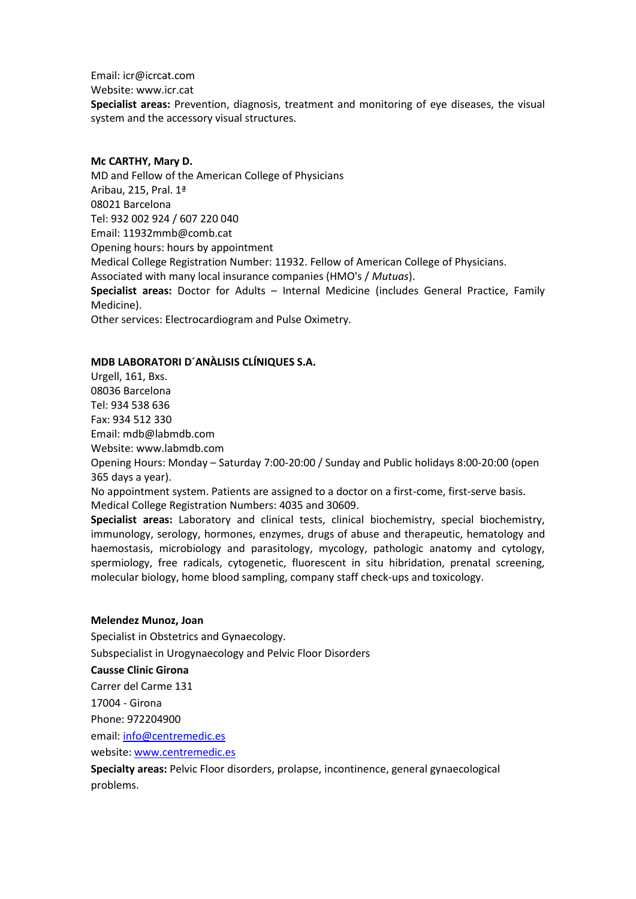Email: icr@icrcat.com
Website: www.icr.cat
**Specialist areas:** Prevention, diagnosis, treatment and monitoring of eye diseases, the visual system and the accessory visual structures.

**Mc CARTHY, Mary D.**
MD and Fellow of the American College of Physicians
Aribau, 215, Pral. 1ª
08021 Barcelona
Tel: 932 002 924 / 607 220 040
Email: 11932mmb@comb.cat
Opening hours: hours by appointment
Medical College Registration Number: 11932. Fellow of American College of Physicians.
Associated with many local insurance companies (HMO's / *Mutuas*).
**Specialist areas:** Doctor for Adults – Internal Medicine (includes General Practice, Family Medicine).
Other services: Electrocardiogram and Pulse Oximetry.

**MDB LABORATORI D´ANÀLISIS CLÍNIQUES S.A.**
Urgell, 161, Bxs.
08036 Barcelona
Tel: 934 538 636
Fax: 934 512 330
Email: mdb@labmdb.com
Website: www.labmdb.com
Opening Hours: Monday – Saturday 7:00-20:00 / Sunday and Public holidays 8:00-20:00 (open 365 days a year).
No appointment system. Patients are assigned to a doctor on a first-come, first-serve basis.
Medical College Registration Numbers: 4035 and 30609.
**Specialist areas:** Laboratory and clinical tests, clinical biochemistry, special biochemistry, immunology, serology, hormones, enzymes, drugs of abuse and therapeutic, hematology and haemostasis, microbiology and parasitology, mycology, pathologic anatomy and cytology, spermiology, free radicals, cytogenetic, fluorescent in situ hibridation, prenatal screening, molecular biology, home blood sampling, company staff check-ups and toxicology.

**Melendez Munoz, Joan**
Specialist in Obstetrics and Gynaecology.
Subspecialist in Urogynaecology and Pelvic Floor Disorders
**Causse Clinic Girona**
Carrer del Carme 131
17004 - Girona
Phone: 972204900
email: info@centremedic.es
website: www.centremedic.es
**Specialty areas:** Pelvic Floor disorders, prolapse, incontinence, general gynaecological problems.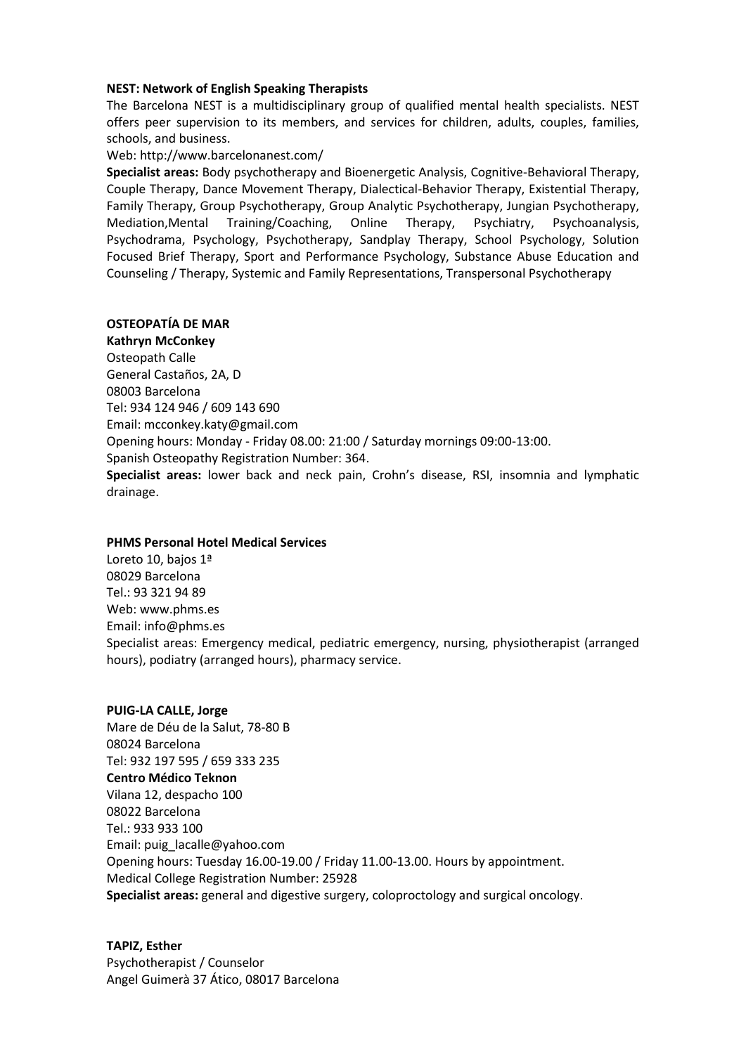**NEST: Network of English Speaking Therapists**

The Barcelona NEST is a multidisciplinary group of qualified mental health specialists. NEST offers peer supervision to its members, and services for children, adults, couples, families, schools, and business.

Web: http://www.barcelonanest.com/

**Specialist areas:** Body psychotherapy and Bioenergetic Analysis, Cognitive-Behavioral Therapy, Couple Therapy, Dance Movement Therapy, Dialectical-Behavior Therapy, Existential Therapy, Family Therapy, Group Psychotherapy, Group Analytic Psychotherapy, Jungian Psychotherapy, Mediation,Mental Training/Coaching, Online Therapy, Psychiatry, Psychoanalysis, Psychodrama, Psychology, Psychotherapy, Sandplay Therapy, School Psychology, Solution Focused Brief Therapy, Sport and Performance Psychology, Substance Abuse Education and Counseling / Therapy, Systemic and Family Representations, Transpersonal Psychotherapy

**OSTEOPATÍA DE MAR**

**Kathryn McConkey**

Osteopath Calle
General Castaños, 2A, D
08003 Barcelona
Tel: 934 124 946 / 609 143 690
Email: mcconkey.katy@gmail.com
Opening hours: Monday - Friday 08.00: 21:00 / Saturday mornings 09:00-13:00.
Spanish Osteopathy Registration Number: 364.

**Specialist areas:** lower back and neck pain, Crohn's disease, RSI, insomnia and lymphatic drainage.

**PHMS Personal Hotel Medical Services**

Loreto 10, bajos 1ª
08029 Barcelona
Tel.: 93 321 94 89
Web: www.phms.es
Email: info@phms.es
Specialist areas: Emergency medical, pediatric emergency, nursing, physiotherapist (arranged hours), podiatry (arranged hours), pharmacy service.

**PUIG-LA CALLE, Jorge**

Mare de Déu de la Salut, 78-80 B
08024 Barcelona
Tel: 932 197 595 / 659 333 235

**Centro Médico Teknon**

Vilana 12, despacho 100
08022 Barcelona
Tel.: 933 933 100
Email: puig_lacalle@yahoo.com
Opening hours: Tuesday 16.00-19.00 / Friday 11.00-13.00. Hours by appointment.
Medical College Registration Number: 25928

**Specialist areas:** general and digestive surgery, coloproctology and surgical oncology.

**TAPIZ, Esther**

Psychotherapist / Counselor
Angel Guimerà 37 Ático, 08017 Barcelona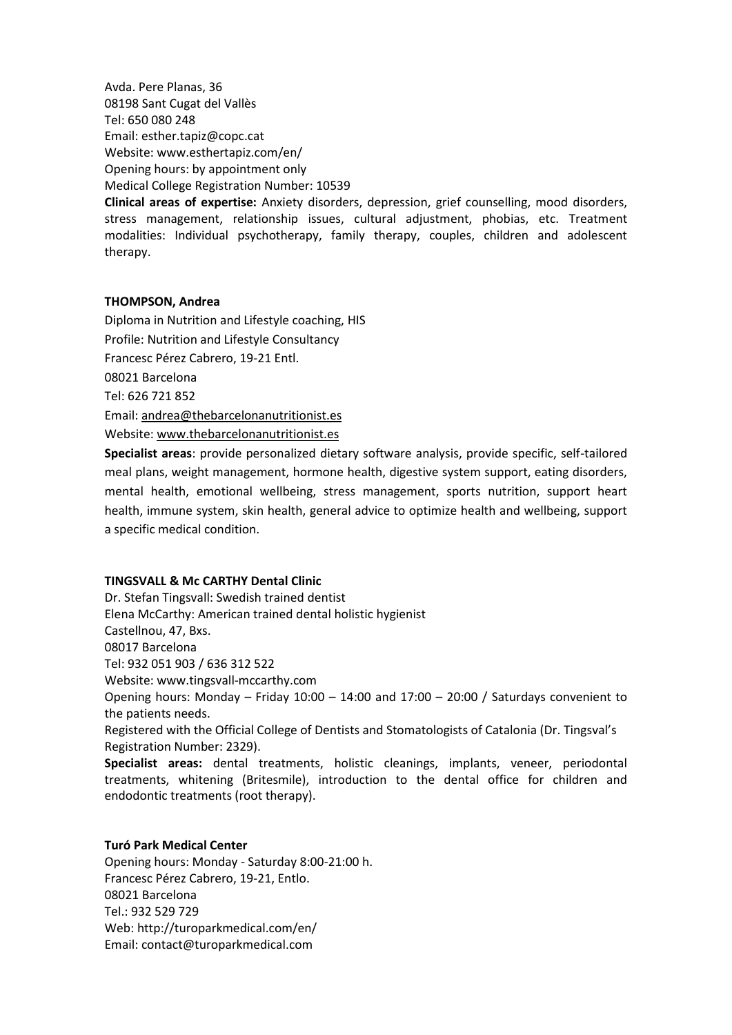Avda. Pere Planas, 36
08198 Sant Cugat del Vallès
Tel: 650 080 248
Email: esther.tapiz@copc.cat
Website: www.esthertapiz.com/en/
Opening hours: by appointment only
Medical College Registration Number: 10539

**Clinical areas of expertise:** Anxiety disorders, depression, grief counselling, mood disorders, stress management, relationship issues, cultural adjustment, phobias, etc. Treatment modalities: Individual psychotherapy, family therapy, couples, children and adolescent therapy.

**THOMPSON, Andrea**

Diploma in Nutrition and Lifestyle coaching, HIS

Profile: Nutrition and Lifestyle Consultancy

Francesc Pérez Cabrero, 19-21 Entl.

08021 Barcelona

Tel: 626 721 852

Email: andrea@thebarcelonanutritionist.es

Website: www.thebarcelonanutritionist.es

**Specialist areas**: provide personalized dietary software analysis, provide specific, self-tailored meal plans, weight management, hormone health, digestive system support, eating disorders, mental health, emotional wellbeing, stress management, sports nutrition, support heart health, immune system, skin health, general advice to optimize health and wellbeing, support a specific medical condition.

**TINGSVALL & Mc CARTHY Dental Clinic**

Dr. Stefan Tingsvall: Swedish trained dentist
Elena McCarthy: American trained dental holistic hygienist
Castellnou, 47, Bxs.
08017 Barcelona
Tel: 932 051 903 / 636 312 522
Website: www.tingsvall-mccarthy.com
Opening hours: Monday – Friday 10:00 – 14:00 and 17:00 – 20:00 / Saturdays convenient to the patients needs.
Registered with the Official College of Dentists and Stomatologists of Catalonia (Dr. Tingsval's Registration Number: 2329).

**Specialist areas:** dental treatments, holistic cleanings, implants, veneer, periodontal treatments, whitening (Britesmile), introduction to the dental office for children and endodontic treatments (root therapy).

**Turó Park Medical Center**

Opening hours: Monday - Saturday 8:00-21:00 h.
Francesc Pérez Cabrero, 19-21, Entlo.
08021 Barcelona
Tel.: 932 529 729
Web: http://turoparkmedical.com/en/
Email: contact@turoparkmedical.com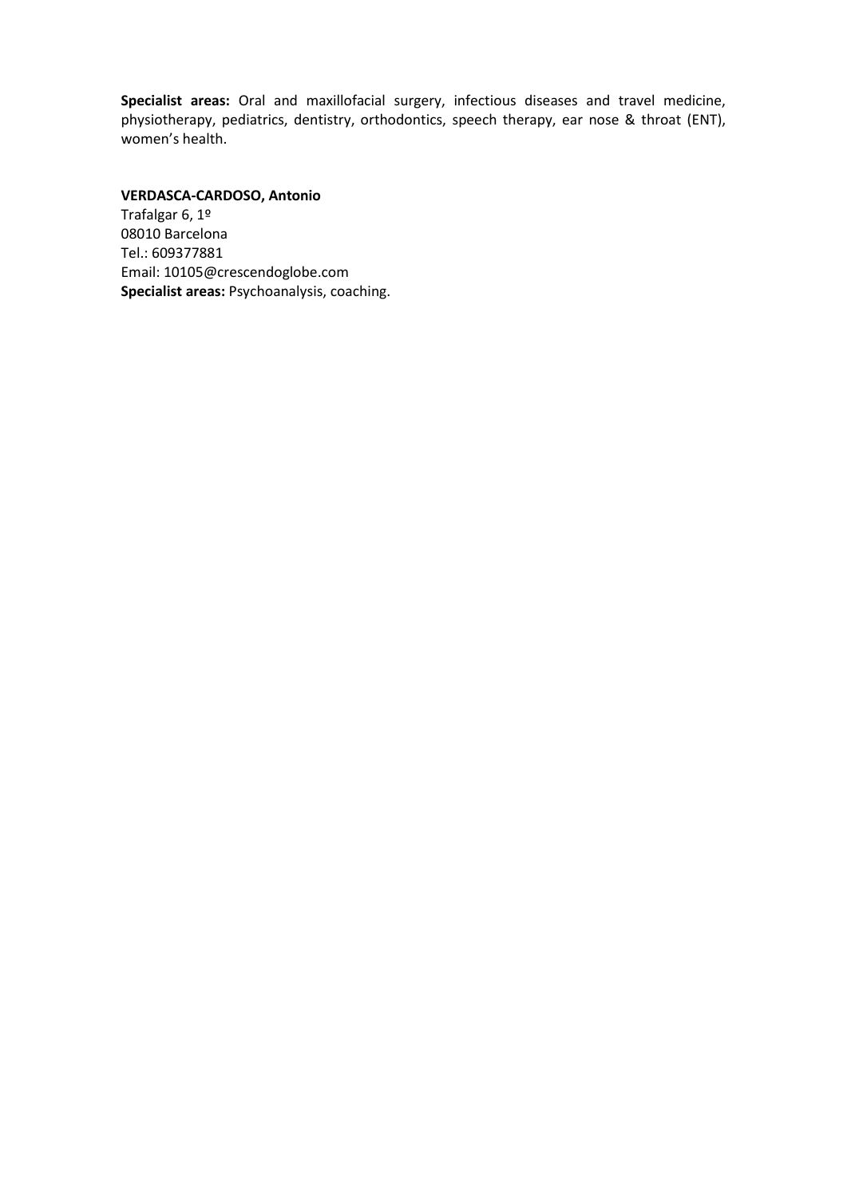**Specialist areas:** Oral and maxillofacial surgery, infectious diseases and travel medicine, physiotherapy, pediatrics, dentistry, orthodontics, speech therapy, ear nose & throat (ENT), women's health.

**VERDASCA-CARDOSO, Antonio**
Trafalgar 6, 1º
08010 Barcelona
Tel.: 609377881
Email: 10105@crescendoglobe.com
**Specialist areas:** Psychoanalysis, coaching.